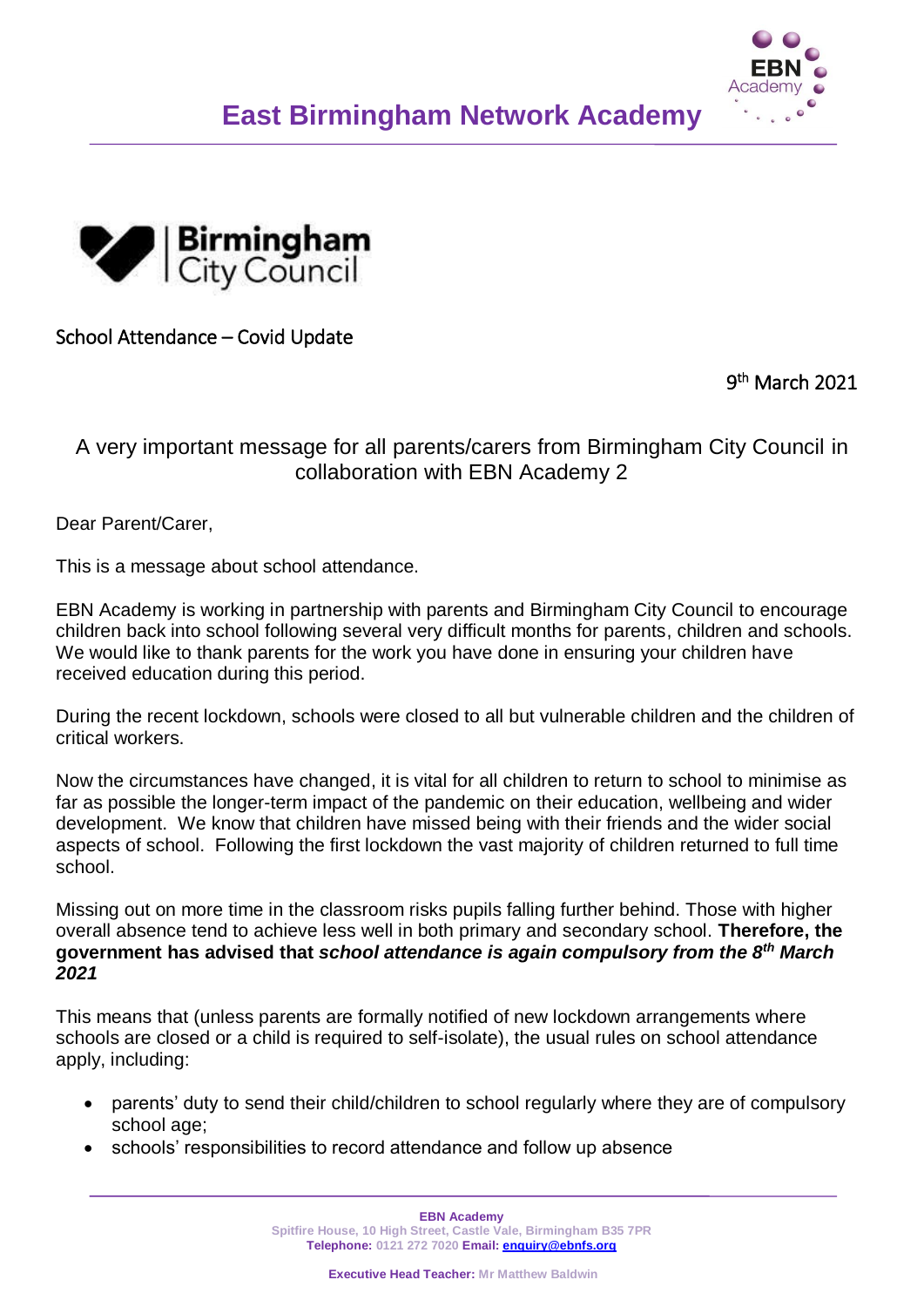# East Birmingham Network Academy

Birmingham City Council

School Attendance – Covid Update

9th March 2021

A very important message for all parents/carers from Birmingham City Council in collaboration with EBN Academy 2

Dear Parent/Carer,

This is a message about school attendance.

EBN Academy is working in partnership with parents and Birmingham City Council to encourage children back into school following several very difficult months for parents, children and schools. We would like to thank parents for the work you have done in ensuring your children have received education during this period.

During the recent lockdown, schools were closed to all but vulnerable children and the children of critical workers.

Now the circumstances have changed, it is vital for all children to return to school to minimise as far as possible the longer-term impact of the pandemic on their education, wellbeing and wider development. We know that children have missed being with their friends and the wider social aspects of school. Following the first lockdown the vast majority of children returned to full time school.

Missing out on more time in the classroom risks pupils falling further behind. Those with higher overall absence tend to achieve less well in both primary and secondary school. **Therefore, the government has advised that *school attendance is again compulsory from the 8th March 2021***

This means that (unless parents are formally notified of new lockdown arrangements where schools are closed or a child is required to self-isolate), the usual rules on school attendance apply, including:

- parents' duty to send their child/children to school regularly where they are of compulsory school age;
- schools' responsibilities to record attendance and follow up absence

**EBN Academy**
Spitfire House, 10 High Street, Castle Vale, Birmingham B35 7PR
**Telephone:** 0121 272 7020 **Email:** enquiry@ebnfs.org

**Executive Head Teacher:** Mr Matthew Baldwin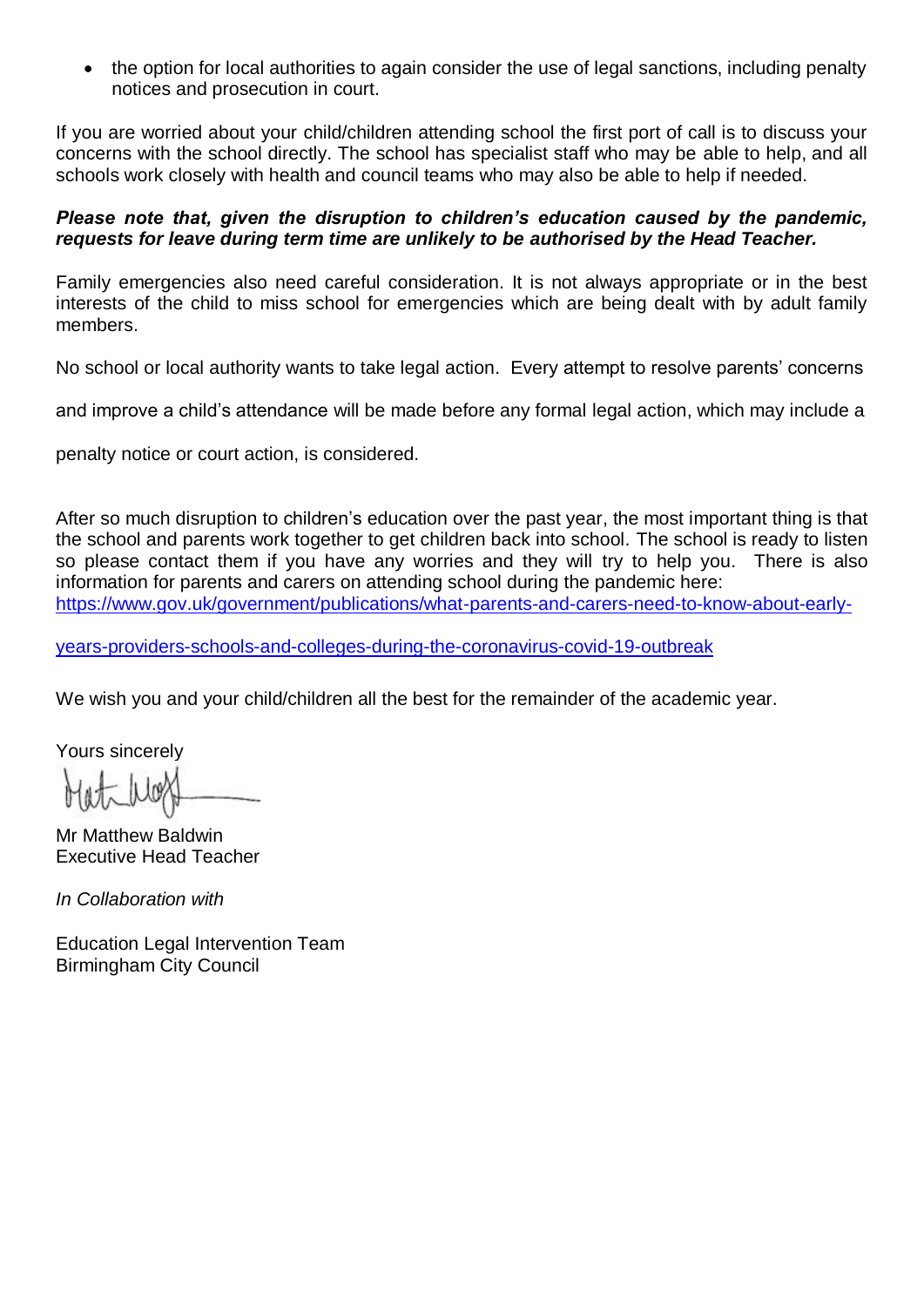- the option for local authorities to again consider the use of legal sanctions, including penalty notices and prosecution in court.

If you are worried about your child/children attending school the first port of call is to discuss your concerns with the school directly. The school has specialist staff who may be able to help, and all schools work closely with health and council teams who may also be able to help if needed.

***Please note that, given the disruption to children's education caused by the pandemic, requests for leave during term time are unlikely to be authorised by the Head Teacher.***

Family emergencies also need careful consideration. It is not always appropriate or in the best interests of the child to miss school for emergencies which are being dealt with by adult family members.

No school or local authority wants to take legal action. Every attempt to resolve parents' concerns and improve a child's attendance will be made before any formal legal action, which may include a penalty notice or court action, is considered.

After so much disruption to children's education over the past year, the most important thing is that the school and parents work together to get children back into school. The school is ready to listen so please contact them if you have any worries and they will try to help you. There is also information for parents and carers on attending school during the pandemic here: [https://www.gov.uk/government/publications/what-parents-and-carers-need-to-know-about-early-years-providers-schools-and-colleges-during-the-coronavirus-covid-19-outbreak](https://www.gov.uk/government/publications/what-parents-and-carers-need-to-know-about-early-years-providers-schools-and-colleges-during-the-coronavirus-covid-19-outbreak)

We wish you and your child/children all the best for the remainder of the academic year.

Yours sincerely

Mr Matthew Baldwin
Executive Head Teacher

*In Collaboration with*

Education Legal Intervention Team
Birmingham City Council